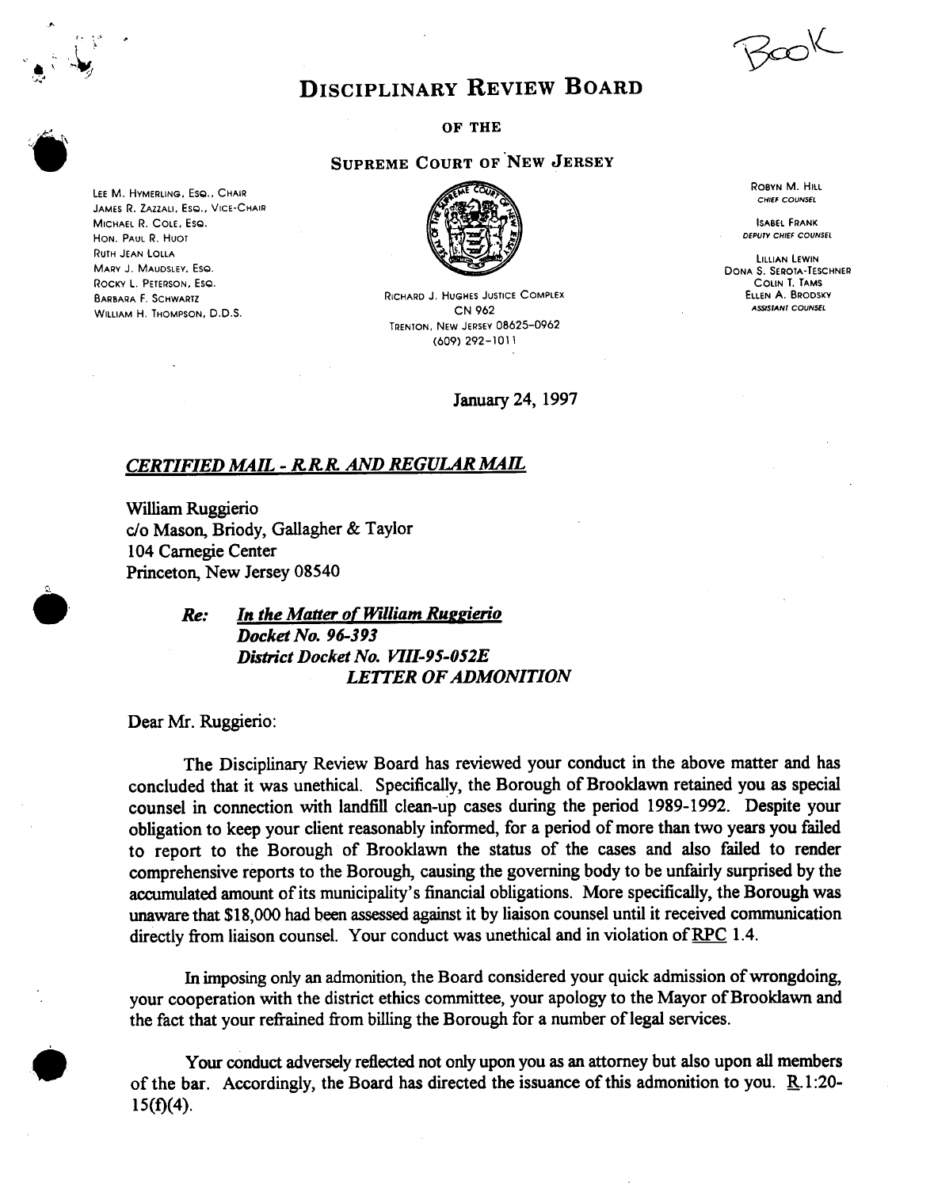Book

# DISCIPLINARY REVIEW BOARD

OF THE

SUPREME COURT OF NEW JERSEY

LEE M. HYMERLING, ESQ., CHAIR
JAMES R. ZAZZALI, ESQ., VICE-CHAIR
MICHAEL R. COLE, ESQ.
HON. PAUL R. HUOT
RUTH JEAN LOLLA
MARY J. MAUDSLEY, ESQ.
ROCKY L. PETERSON, ESQ.
BARBARA F. SCHWARTZ
WILLIAM H. THOMPSON, D.D.S.

RICHARD J. HUGHES JUSTICE COMPLEX
CN 962
TRENTON, NEW JERSEY 08625-0962
(609) 292-1011

ROBYN M. HILL
*CHIEF COUNSEL*

ISABEL FRANK
*DEPUTY CHIEF COUNSEL*

LILLIAN LEWIN
DONA S. SEROTA-TESCHNER
COLIN T. TAMS
ELLEN A. BRODSKY
*ASSISTANT COUNSEL*

January 24, 1997

***CERTIFIED MAIL - R.R.R. AND REGULAR MAIL***

William Ruggierio
c/o Mason, Briody, Gallagher & Taylor
104 Carnegie Center
Princeton, New Jersey 08540

***Re:*** ***In the Matter of William Ruggierio***
***Docket No. 96-393***
***District Docket No. VIII-95-052E***
***LETTER OF ADMONITION***

Dear Mr. Ruggierio:

The Disciplinary Review Board has reviewed your conduct in the above matter and has concluded that it was unethical. Specifically, the Borough of Brooklawn retained you as special counsel in connection with landfill clean-up cases during the period 1989-1992. Despite your obligation to keep your client reasonably informed, for a period of more than two years you failed to report to the Borough of Brooklawn the status of the cases and also failed to render comprehensive reports to the Borough, causing the governing body to be unfairly surprised by the accumulated amount of its municipality's financial obligations. More specifically, the Borough was unaware that $18,000 had been assessed against it by liaison counsel until it received communication directly from liaison counsel. Your conduct was unethical and in violation of RPC 1.4.

In imposing only an admonition, the Board considered your quick admission of wrongdoing, your cooperation with the district ethics committee, your apology to the Mayor of Brooklawn and the fact that your refrained from billing the Borough for a number of legal services.

Your conduct adversely reflected not only upon you as an attorney but also upon all members of the bar. Accordingly, the Board has directed the issuance of this admonition to you. R. 1:20-15(f)(4).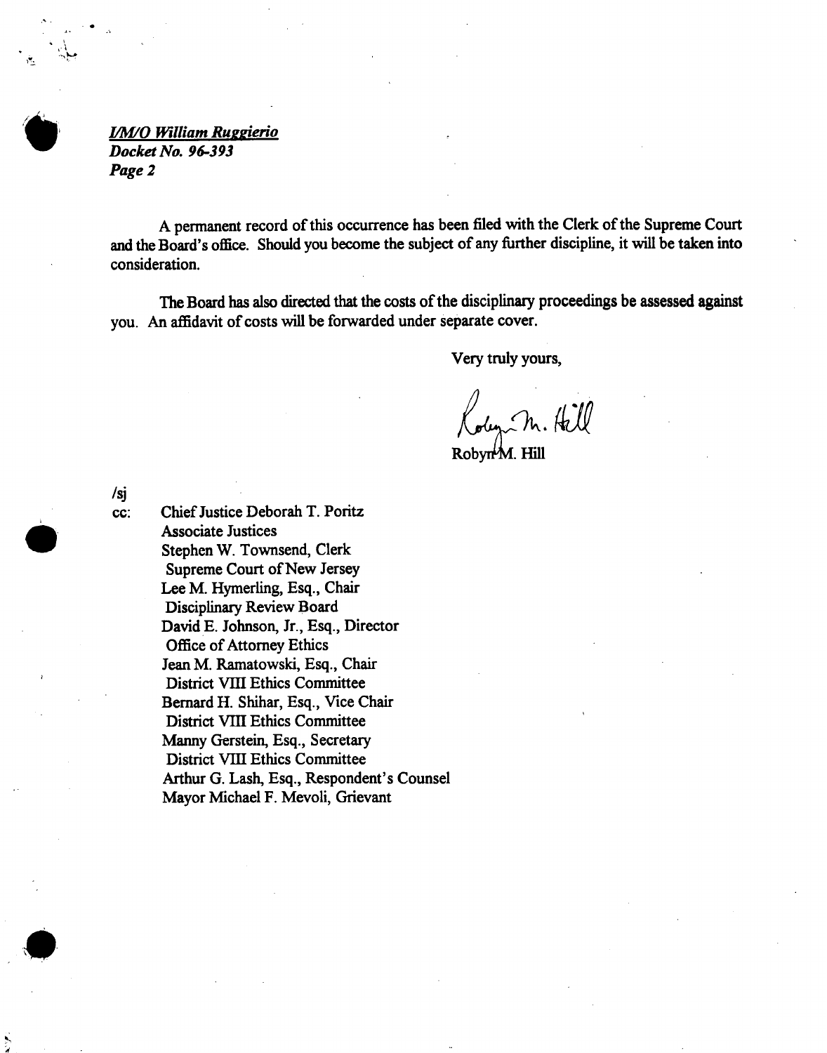*I/M/O William Ruggierio*
*Docket No. 96-393*
*Page 2*

A permanent record of this occurrence has been filed with the Clerk of the Supreme Court and the Board's office. Should you become the subject of any further discipline, it will be taken into consideration.

The Board has also directed that the costs of the disciplinary proceedings be assessed against you. An affidavit of costs will be forwarded under separate cover.

Very truly yours,

Robyn M. Hill

/sj

cc: Chief Justice Deborah T. Poritz
Associate Justices
Stephen W. Townsend, Clerk
Supreme Court of New Jersey
Lee M. Hymerling, Esq., Chair
Disciplinary Review Board
David E. Johnson, Jr., Esq., Director
Office of Attorney Ethics
Jean M. Ramatowski, Esq., Chair
District VIII Ethics Committee
Bernard H. Shihar, Esq., Vice Chair
District VIII Ethics Committee
Manny Gerstein, Esq., Secretary
District VIII Ethics Committee
Arthur G. Lash, Esq., Respondent's Counsel
Mayor Michael F. Mevoli, Grievant